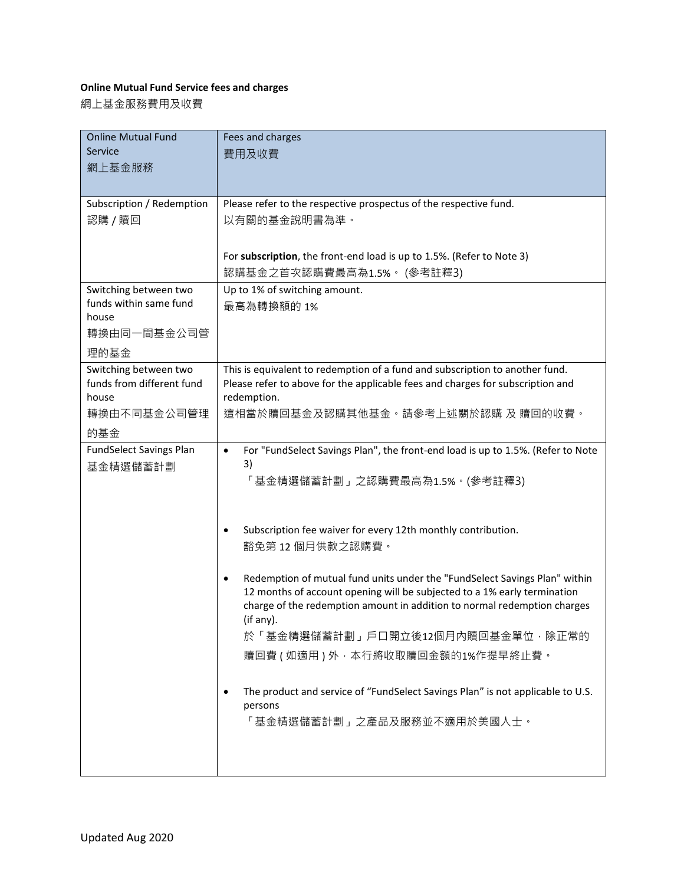**Online Mutual Fund Service fees and charges**

網上基金服務費用及收費

| Online Mutual Fund Service<br>網上基金服務 | Fees and charges<br>費用及收費 |
|---|---|
| Subscription / Redemption<br>認購 / 贖回 | Please refer to the respective prospectus of the respective fund.<br>以有關的基金說明書為準。<br><br>For **subscription**, the front-end load is up to 1.5%. (Refer to Note 3)<br>認購基金之首次認購費最高為1.5%。 (參考註釋3) |
| Switching between two funds within same fund house<br>轉換由同一間基金公司管理的基金 | Up to 1% of switching amount.<br>最高為轉換額的 1% |
| Switching between two funds from different fund house<br>轉換由不同基金公司管理的基金 | This is equivalent to redemption of a fund and subscription to another fund. Please refer to above for the applicable fees and charges for subscription and redemption.<br>這相當於贖回基金及認購其他基金。請參考上述關於認購 及 贖回的收費。 |
| FundSelect Savings Plan<br>基金精選儲蓄計劃 | • For "FundSelect Savings Plan", the front-end load is up to 1.5%. (Refer to Note 3)<br>「基金精選儲蓄計劃」之認購費最高為1.5%。(參考註釋3)<br><br>• Subscription fee waiver for every 12th monthly contribution.<br>豁免第 12 個月供款之認購費。<br><br>• Redemption of mutual fund units under the "FundSelect Savings Plan" within 12 months of account opening will be subjected to a 1% early termination charge of the redemption amount in addition to normal redemption charges (if any).<br>於「基金精選儲蓄計劃」戶口開立後12個月內贖回基金單位，除正常的贖回費 ( 如適用 ) 外，本行將收取贖回金額的1%作提早終止費。<br><br>• The product and service of "FundSelect Savings Plan" is not applicable to U.S. persons<br>「基金精選儲蓄計劃」之產品及服務並不適用於美國人士。 |

Updated Aug 2020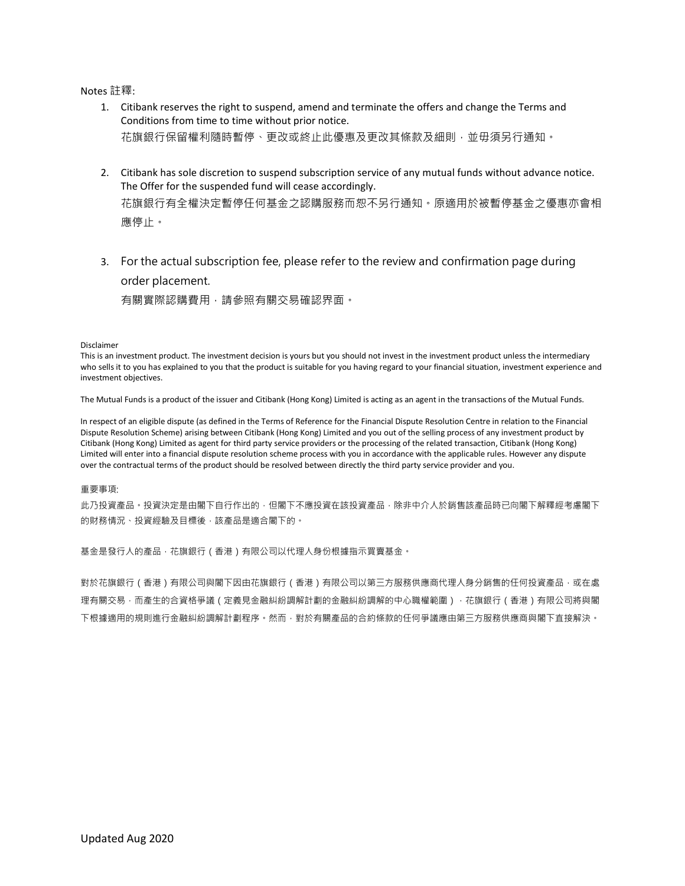Notes 註釋:

1. Citibank reserves the right to suspend, amend and terminate the offers and change the Terms and Conditions from time to time without prior notice.
   花旗銀行保留權利隨時暫停、更改或終止此優惠及更改其條款及細則，並毋須另行通知。

2. Citibank has sole discretion to suspend subscription service of any mutual funds without advance notice. The Offer for the suspended fund will cease accordingly.
   花旗銀行有全權決定暫停任何基金之認購服務而恕不另行通知。原適用於被暫停基金之優惠亦會相應停止。

3. For the actual subscription fee, please refer to the review and confirmation page during order placement.
   有關實際認購費用，請參照有關交易確認界面。

Disclaimer

This is an investment product. The investment decision is yours but you should not invest in the investment product unless the intermediary who sells it to you has explained to you that the product is suitable for you having regard to your financial situation, investment experience and investment objectives.

The Mutual Funds is a product of the issuer and Citibank (Hong Kong) Limited is acting as an agent in the transactions of the Mutual Funds.

In respect of an eligible dispute (as defined in the Terms of Reference for the Financial Dispute Resolution Centre in relation to the Financial Dispute Resolution Scheme) arising between Citibank (Hong Kong) Limited and you out of the selling process of any investment product by Citibank (Hong Kong) Limited as agent for third party service providers or the processing of the related transaction, Citibank (Hong Kong) Limited will enter into a financial dispute resolution scheme process with you in accordance with the applicable rules. However any dispute over the contractual terms of the product should be resolved between directly the third party service provider and you.

重要事項:

此乃投資產品。投資決定是由閣下自行作出的，但閣下不應投資在該投資產品，除非中介人於銷售該產品時已向閣下解釋經考慮閣下的財務情況、投資經驗及目標後，該產品是適合閣下的。

基金是發行人的產品，花旗銀行（香港）有限公司以代理人身份根據指示買賣基金。

對於花旗銀行（香港）有限公司與閣下因由花旗銀行（香港）有限公司以第三方服務供應商代理人身分銷售的任何投資產品，或在處理有關交易，而產生的合資格爭議（定義見金融糾紛調解計劃的金融糾紛調解的中心職權範圍），花旗銀行（香港）有限公司將與閣下根據適用的規則進行金融糾紛調解計劃程序。然而，對於有關產品的合約條款的任何爭議應由第三方服務供應商與閣下直接解決。

Updated Aug 2020